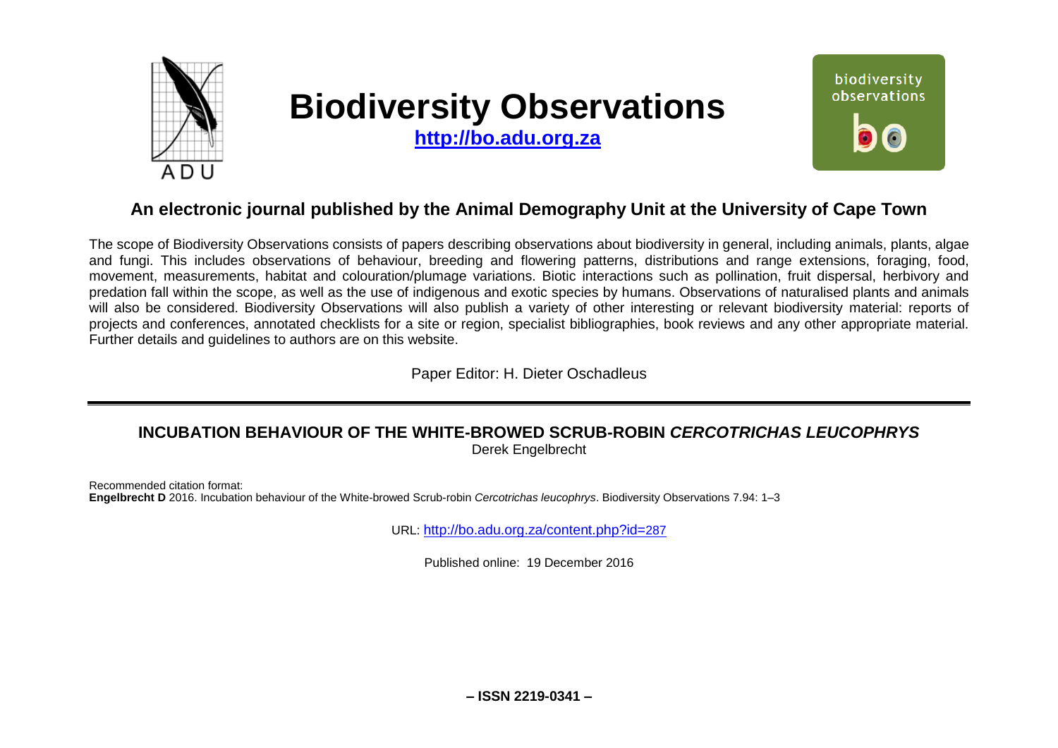# Biodiversity Observations

**http://bo.adu.org.za**

## An electronic journal published by the Animal Demography Unit at the University of Cape Town

The scope of Biodiversity Observations consists of papers describing observations about biodiversity in general, including animals, plants, algae and fungi. This includes observations of behaviour, breeding and flowering patterns, distributions and range extensions, foraging, food, movement, measurements, habitat and colouration/plumage variations. Biotic interactions such as pollination, fruit dispersal, herbivory and predation fall within the scope, as well as the use of indigenous and exotic species by humans. Observations of naturalised plants and animals will also be considered. Biodiversity Observations will also publish a variety of other interesting or relevant biodiversity material: reports of projects and conferences, annotated checklists for a site or region, specialist bibliographies, book reviews and any other appropriate material. Further details and guidelines to authors are on this website.

Paper Editor: H. Dieter Oschadleus

---

## INCUBATION BEHAVIOUR OF THE WHITE-BROWED SCRUB-ROBIN *CERCOTRICHAS LEUCOPHRYS*

Derek Engelbrecht

Recommended citation format:
**Engelbrecht D** 2016. Incubation behaviour of the White-browed Scrub-robin *Cercotrichas leucophrys*. Biodiversity Observations 7.94: 1–3

URL: http://bo.adu.org.za/content.php?id=287

Published online: 19 December 2016

**– ISSN 2219-0341 –**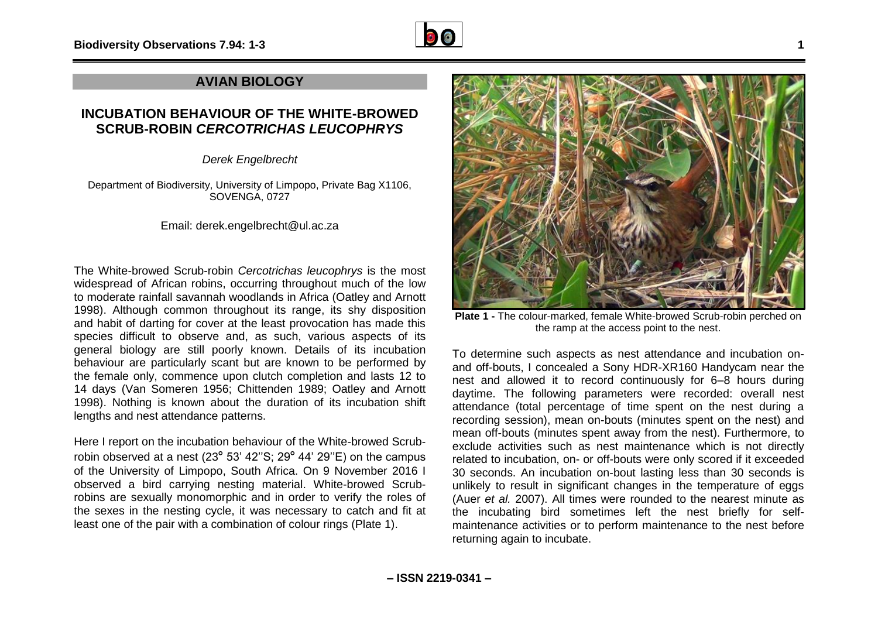## AVIAN BIOLOGY

# INCUBATION BEHAVIOUR OF THE WHITE-BROWED SCRUB-ROBIN *CERCOTRICHAS LEUCOPHRYS*

*Derek Engelbrecht*

Department of Biodiversity, University of Limpopo, Private Bag X1106, SOVENGA, 0727

Email: derek.engelbrecht@ul.ac.za

The White-browed Scrub-robin *Cercotrichas leucophrys* is the most widespread of African robins, occurring throughout much of the low to moderate rainfall savannah woodlands in Africa (Oatley and Arnott 1998). Although common throughout its range, its shy disposition and habit of darting for cover at the least provocation has made this species difficult to observe and, as such, various aspects of its general biology are still poorly known. Details of its incubation behaviour are particularly scant but are known to be performed by the female only, commence upon clutch completion and lasts 12 to 14 days (Van Someren 1956; Chittenden 1989; Oatley and Arnott 1998). Nothing is known about the duration of its incubation shift lengths and nest attendance patterns.

Here I report on the incubation behaviour of the White-browed Scrub-robin observed at a nest (23° 53' 42''S; 29° 44' 29''E) on the campus of the University of Limpopo, South Africa. On 9 November 2016 I observed a bird carrying nesting material. White-browed Scrub-robins are sexually monomorphic and in order to verify the roles of the sexes in the nesting cycle, it was necessary to catch and fit at least one of the pair with a combination of colour rings (Plate 1).

**Plate 1 -** The colour-marked, female White-browed Scrub-robin perched on the ramp at the access point to the nest.

To determine such aspects as nest attendance and incubation on- and off-bouts, I concealed a Sony HDR-XR160 Handycam near the nest and allowed it to record continuously for 6–8 hours during daytime. The following parameters were recorded: overall nest attendance (total percentage of time spent on the nest during a recording session), mean on-bouts (minutes spent on the nest) and mean off-bouts (minutes spent away from the nest). Furthermore, to exclude activities such as nest maintenance which is not directly related to incubation, on- or off-bouts were only scored if it exceeded 30 seconds. An incubation on-bout lasting less than 30 seconds is unlikely to result in significant changes in the temperature of eggs (Auer *et al.* 2007). All times were rounded to the nearest minute as the incubating bird sometimes left the nest briefly for self-maintenance activities or to perform maintenance to the nest before returning again to incubate.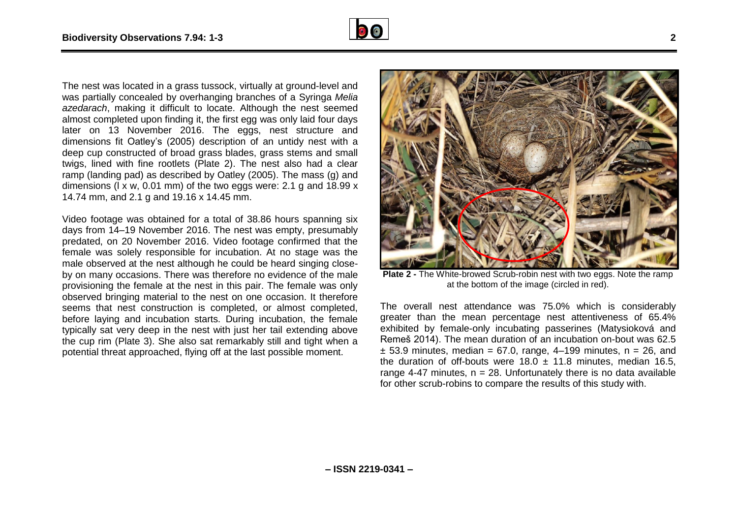The nest was located in a grass tussock, virtually at ground-level and was partially concealed by overhanging branches of a Syringa *Melia azedarach*, making it difficult to locate. Although the nest seemed almost completed upon finding it, the first egg was only laid four days later on 13 November 2016. The eggs, nest structure and dimensions fit Oatley's (2005) description of an untidy nest with a deep cup constructed of broad grass blades, grass stems and small twigs, lined with fine rootlets (Plate 2). The nest also had a clear ramp (landing pad) as described by Oatley (2005). The mass (g) and dimensions (l x w, 0.01 mm) of the two eggs were: 2.1 g and 18.99 x 14.74 mm, and 2.1 g and 19.16 x 14.45 mm.

Video footage was obtained for a total of 38.86 hours spanning six days from 14–19 November 2016. The nest was empty, presumably predated, on 20 November 2016. Video footage confirmed that the female was solely responsible for incubation. At no stage was the male observed at the nest although he could be heard singing close-by on many occasions. There was therefore no evidence of the male provisioning the female at the nest in this pair. The female was only observed bringing material to the nest on one occasion. It therefore seems that nest construction is completed, or almost completed, before laying and incubation starts. During incubation, the female typically sat very deep in the nest with just her tail extending above the cup rim (Plate 3). She also sat remarkably still and tight when a potential threat approached, flying off at the last possible moment.

**Plate 2 -** The White-browed Scrub-robin nest with two eggs. Note the ramp at the bottom of the image (circled in red).

The overall nest attendance was 75.0% which is considerably greater than the mean percentage nest attentiveness of 65.4% exhibited by female-only incubating passerines (Matysioková and Remeš 2014). The mean duration of an incubation on-bout was 62.5 ± 53.9 minutes, median = 67.0, range, 4–199 minutes, n = 26, and the duration of off-bouts were 18.0 ± 11.8 minutes, median 16.5, range 4-47 minutes, n = 28. Unfortunately there is no data available for other scrub-robins to compare the results of this study with.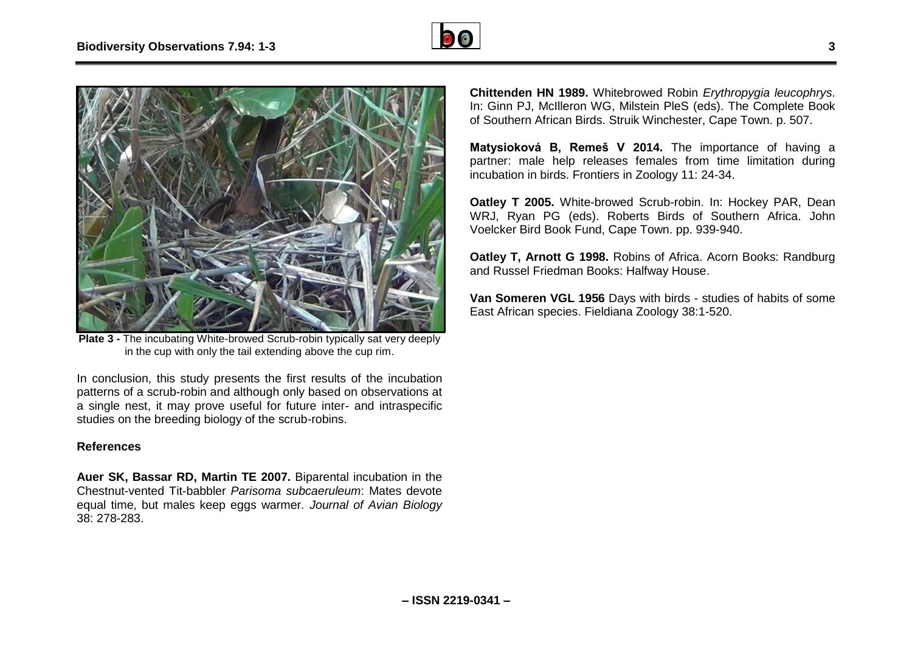**Plate 3 -** The incubating White-browed Scrub-robin typically sat very deeply in the cup with only the tail extending above the cup rim.

In conclusion, this study presents the first results of the incubation patterns of a scrub-robin and although only based on observations at a single nest, it may prove useful for future inter- and intraspecific studies on the breeding biology of the scrub-robins.

## References

**Auer SK, Bassar RD, Martin TE 2007.** Biparental incubation in the Chestnut-vented Tit-babbler *Parisoma subcaeruleum*: Mates devote equal time, but males keep eggs warmer. *Journal of Avian Biology* 38: 278-283.

**Chittenden HN 1989.** Whitebrowed Robin *Erythropygia leucophrys*. In: Ginn PJ, McIlleron WG, Milstein PleS (eds). The Complete Book of Southern African Birds. Struik Winchester, Cape Town. p. 507.

**Matysioková B, Remeš V 2014.** The importance of having a partner: male help releases females from time limitation during incubation in birds. Frontiers in Zoology 11: 24-34.

**Oatley T 2005.** White-browed Scrub-robin. In: Hockey PAR, Dean WRJ, Ryan PG (eds). Roberts Birds of Southern Africa. John Voelcker Bird Book Fund, Cape Town. pp. 939-940.

**Oatley T, Arnott G 1998.** Robins of Africa. Acorn Books: Randburg and Russel Friedman Books: Halfway House.

**Van Someren VGL 1956** Days with birds - studies of habits of some East African species. Fieldiana Zoology 38:1-520.

– ISSN 2219-0341 –